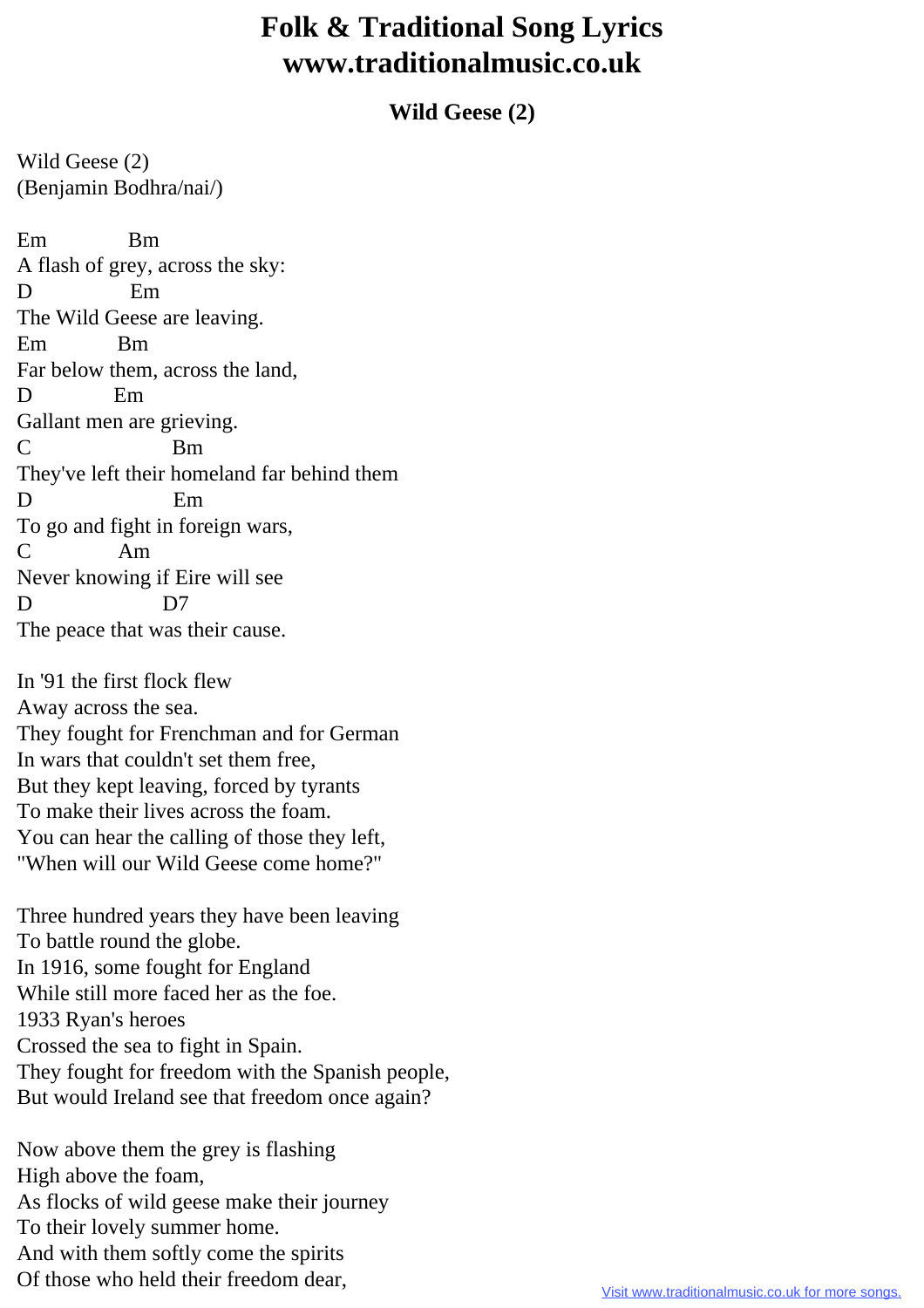# Folk & Traditional Song Lyrics www.traditionalmusic.co.uk

## Wild Geese (2)

Wild Geese (2)
(Benjamin Bodhra/nai/)

```
Em              Bm
A flash of grey, across the sky:
D               Em
The Wild Geese are leaving.
Em            Bm
Far below them, across the land,
D             Em
Gallant men are grieving.
C                       Bm
They've left their homeland far behind them
D                        Em
To go and fight in foreign wars,
C              Am
Never knowing if Eire will see
D                    D7
The peace that was their cause.
```

In '91 the first flock flew
Away across the sea.
They fought for Frenchman and for German
In wars that couldn't set them free,
But they kept leaving, forced by tyrants
To make their lives across the foam.
You can hear the calling of those they left,
"When will our Wild Geese come home?"

Three hundred years they have been leaving
To battle round the globe.
In 1916, some fought for England
While still more faced her as the foe.
1933 Ryan's heroes
Crossed the sea to fight in Spain.
They fought for freedom with the Spanish people,
But would Ireland see that freedom once again?

Now above them the grey is flashing
High above the foam,
As flocks of wild geese make their journey
To their lovely summer home.
And with them softly come the spirits
Of those who held their freedom dear,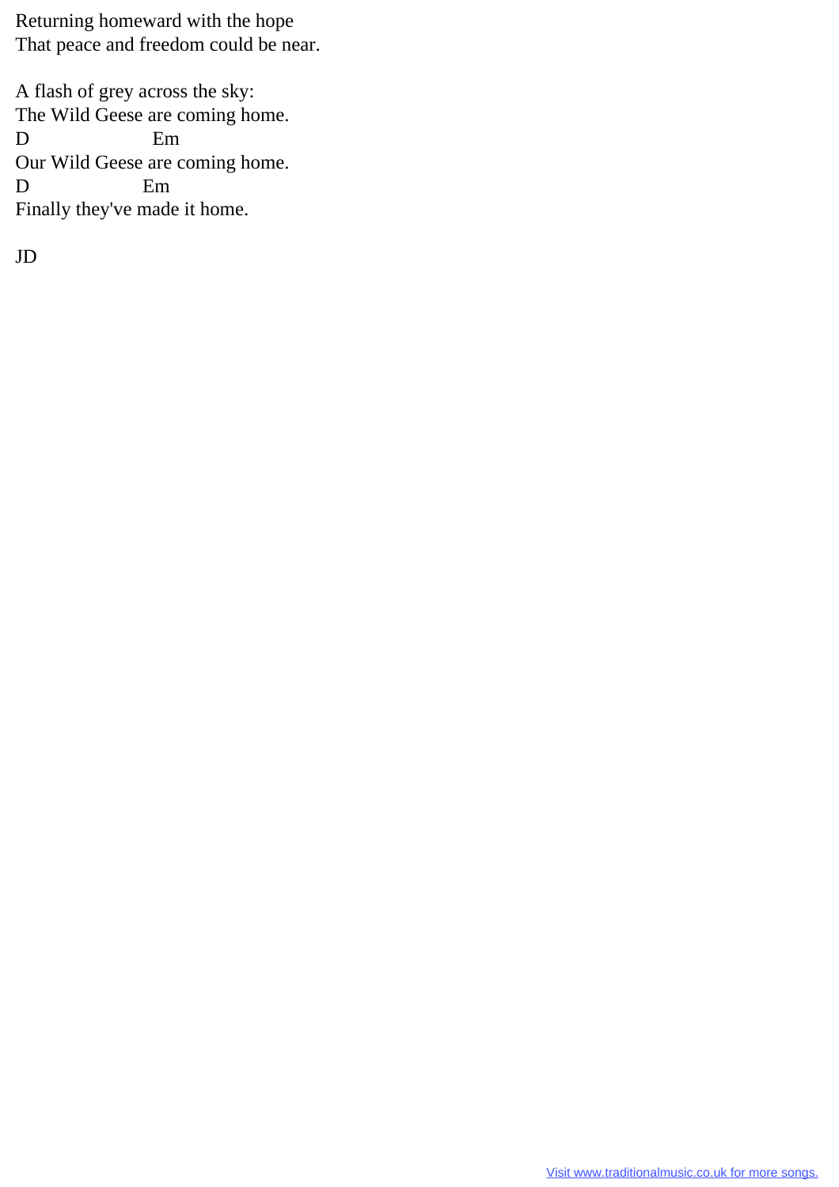Returning homeward with the hope
That peace and freedom could be near.

A flash of grey across the sky:
The Wild Geese are coming home.

```
D                  Em
Our Wild Geese are coming home.
D                Em
Finally they've made it home.
```

JD